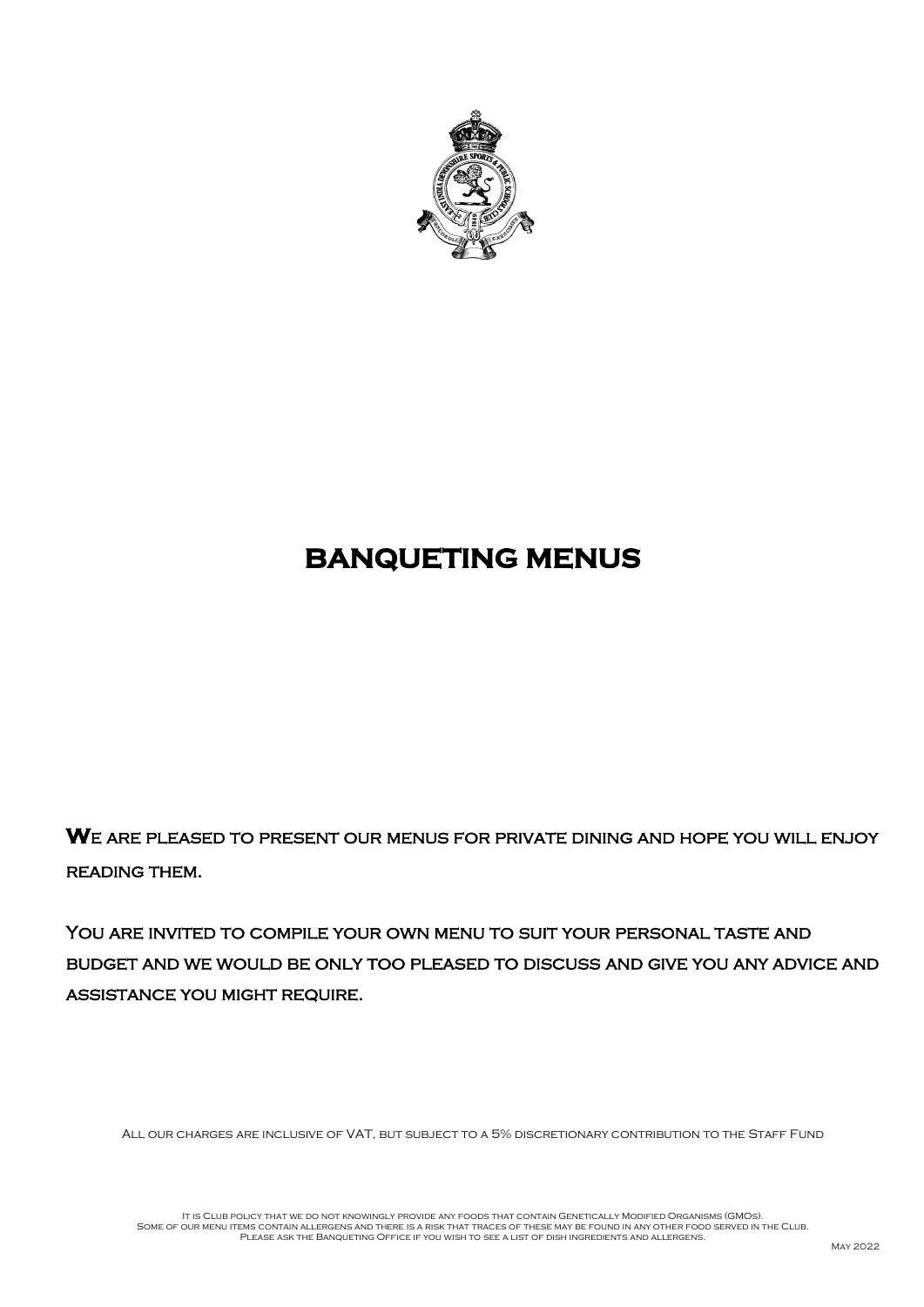# BANQUETING MENUS

**We** are pleased to present our menus for private dining and hope you will enjoy reading them.

You are invited to compile your own menu to suit your personal taste and budget and we would be only too pleased to discuss and give you any advice and assistance you might require.

All our charges are inclusive of VAT, but subject to a 5% discretionary contribution to the Staff Fund

It is Club policy that we do not knowingly provide any foods that contain Genetically Modified Organisms (GMOs).
Some of our menu items contain allergens and there is a risk that traces of these may be found in any other food served in the Club.
Please ask the Banqueting Office if you wish to see a list of dish ingredients and allergens.

May 2022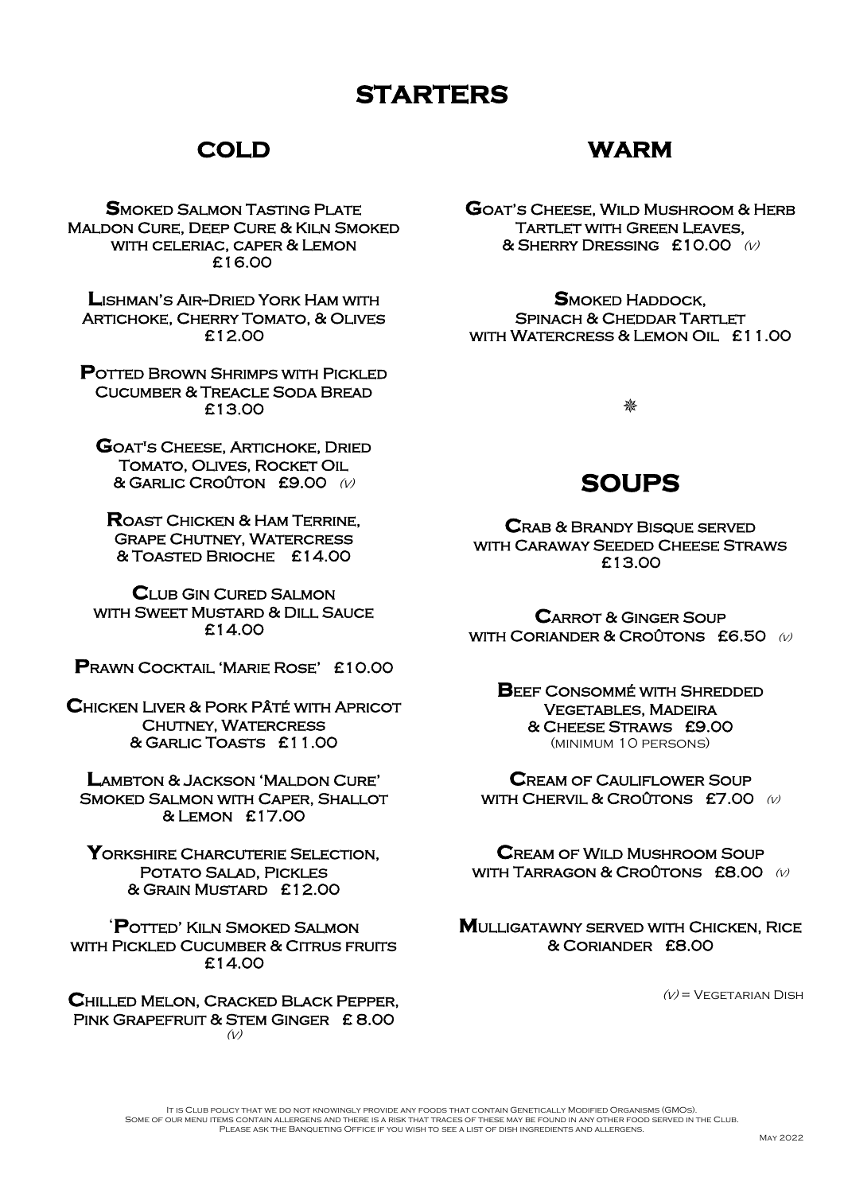# STARTERS

## COLD

**Smoked Salmon Tasting Plate**
Maldon Cure, Deep Cure & Kiln Smoked with celeriac, caper & Lemon
£16.00

**Lishman's Air-Dried York Ham with Artichoke, Cherry Tomato, & Olives**
£12.00

**Potted Brown Shrimps with Pickled Cucumber & Treacle Soda Bread**
£13.00

**Goat's Cheese, Artichoke, Dried Tomato, Olives, Rocket Oil & Garlic Croûton** £9.00 *(v)*

**Roast Chicken & Ham Terrine, Grape Chutney, Watercress & Toasted Brioche** £14.00

**Club Gin Cured Salmon with Sweet Mustard & Dill Sauce**
£14.00

**Prawn Cocktail 'Marie Rose'** £10.00

**Chicken Liver & Pork Pâté with Apricot Chutney, Watercress & Garlic Toasts** £11.00

**Lambton & Jackson 'Maldon Cure' Smoked Salmon with Caper, Shallot & Lemon** £17.00

**Yorkshire Charcuterie Selection, Potato Salad, Pickles & Grain Mustard** £12.00

**'Potted' Kiln Smoked Salmon with Pickled Cucumber & Citrus fruits**
£14.00

**Chilled Melon, Cracked Black Pepper, Pink Grapefruit & Stem Ginger** £ 8.00 *(v)*

## WARM

**Goat's Cheese, Wild Mushroom & Herb Tartlet with Green Leaves, & Sherry Dressing** £10.00 *(v)*

**Smoked Haddock, Spinach & Cheddar Tartlet with Watercress & Lemon Oil** £11.00

## SOUPS

**Crab & Brandy Bisque served with Caraway Seeded Cheese Straws**
£13.00

**Carrot & Ginger Soup with Coriander & Croûtons** £6.50 *(v)*

**Beef Consommé with Shredded Vegetables, Madeira & Cheese Straws** £9.00
(minimum 10 persons)

**Cream of Cauliflower Soup with Chervil & Croûtons** £7.00 *(v)*

**Cream of Wild Mushroom Soup with Tarragon & Croûtons** £8.00 *(v)*

**Mulligatawny served with Chicken, Rice & Coriander** £8.00

*(v)* = Vegetarian Dish

It is Club policy that we do not knowingly provide any foods that contain Genetically Modified Organisms (GMOs).
Some of our menu items contain allergens and there is a risk that traces of these may be found in any other food served in the Club.
Please ask the Banqueting Office if you wish to see a list of dish ingredients and allergens.

May 2022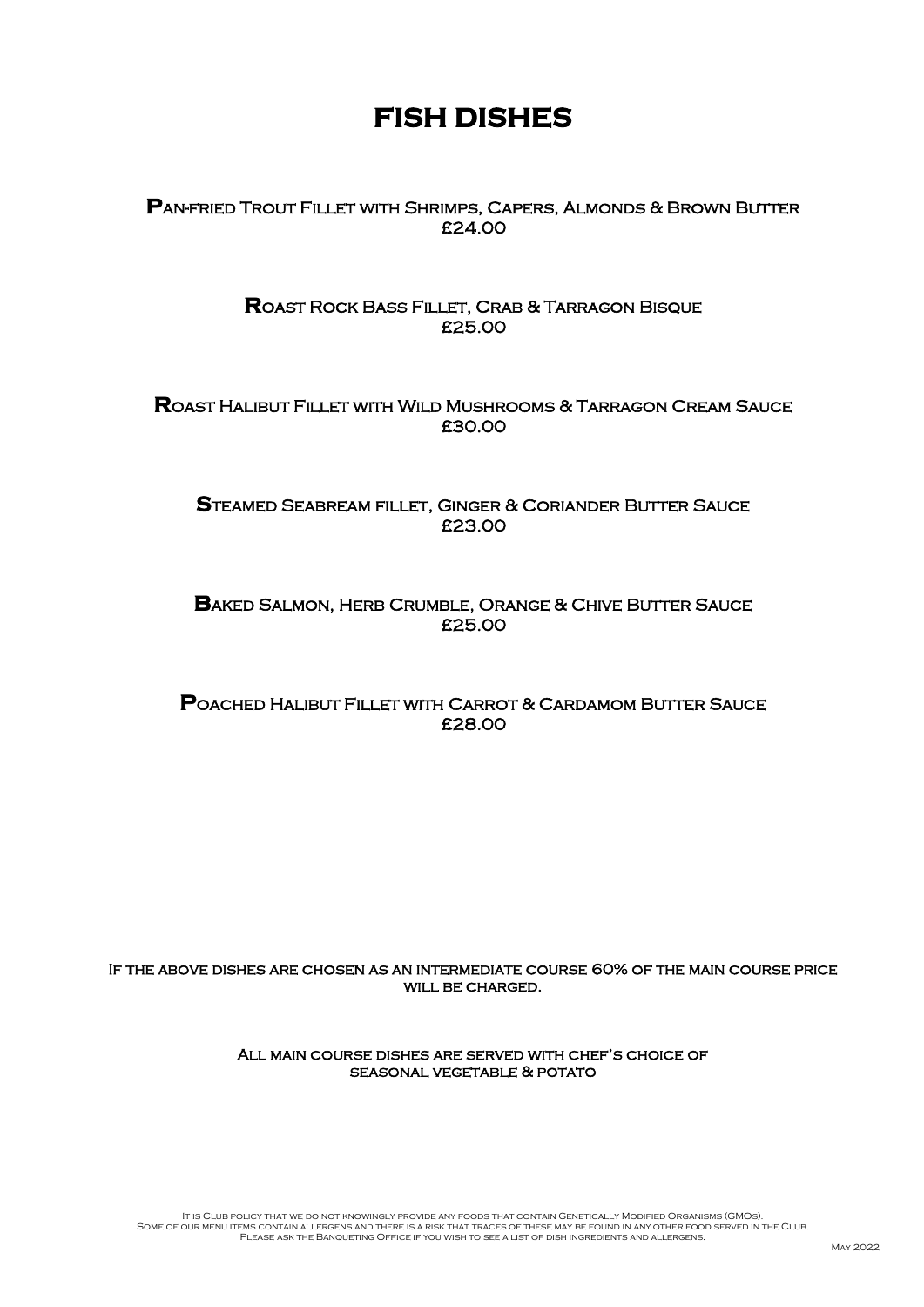# FISH DISHES

**P**an-fried Trout Fillet with Shrimps, Capers, Almonds & Brown Butter
£24.00

**R**oast Rock Bass Fillet, Crab & Tarragon Bisque
£25.00

**R**oast Halibut Fillet with Wild Mushrooms & Tarragon Cream Sauce
£30.00

**S**teamed Seabream fillet, Ginger & Coriander Butter Sauce
£23.00

**B**aked Salmon, Herb Crumble, Orange & Chive Butter Sauce
£25.00

**P**oached Halibut Fillet with Carrot & Cardamom Butter Sauce
£28.00

If the above dishes are chosen as an intermediate course 60% of the main course price will be charged.

All main course dishes are served with chef's choice of seasonal vegetable & potato

It is Club policy that we do not knowingly provide any foods that contain Genetically Modified Organisms (GMOs).
Some of our menu items contain allergens and there is a risk that traces of these may be found in any other food served in the Club.
Please ask the Banqueting Office if you wish to see a list of dish ingredients and allergens.

May 2022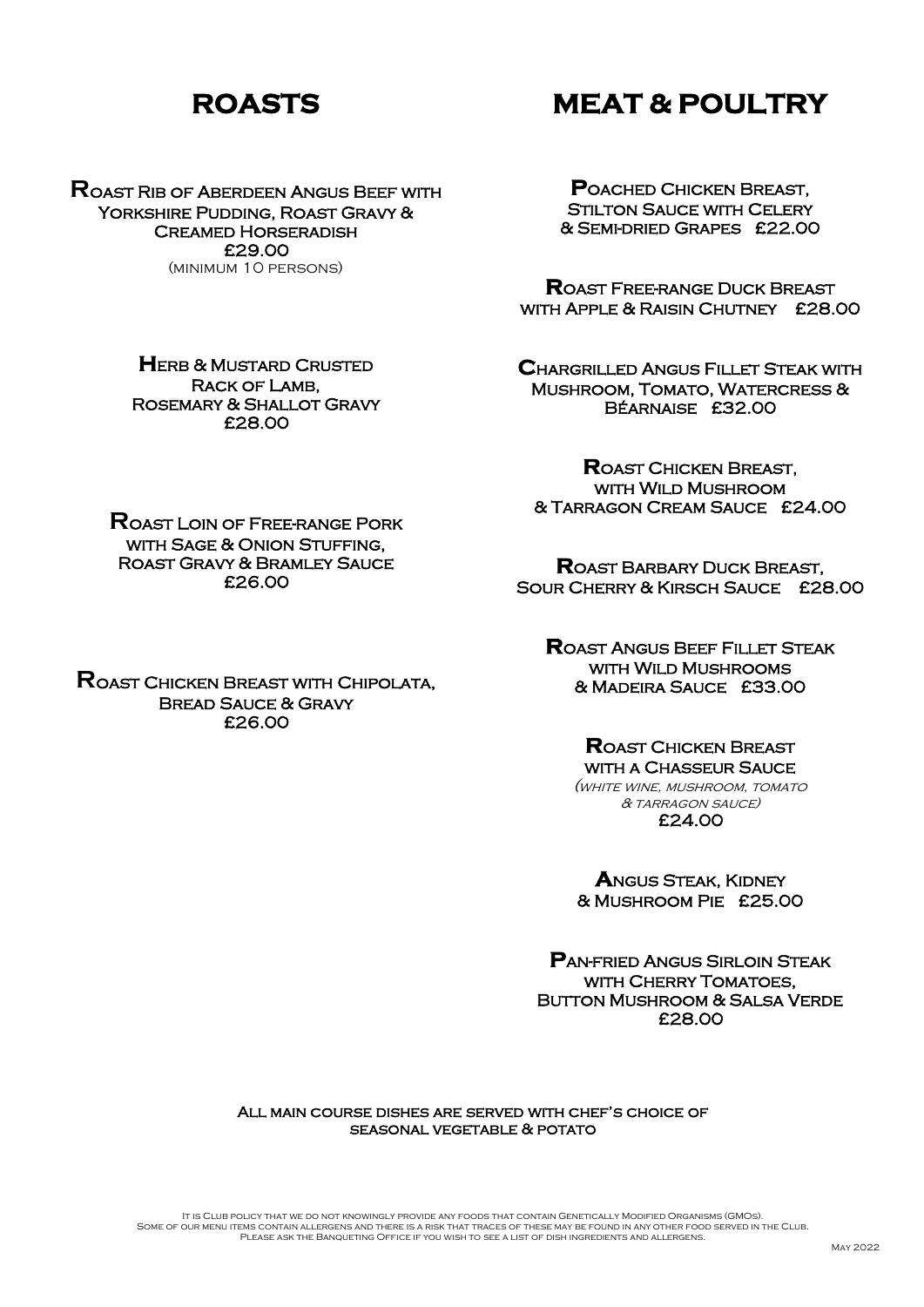# ROASTS

**Roast Rib of Aberdeen Angus Beef with Yorkshire Pudding, Roast Gravy & Creamed Horseradish**
£29.00
(minimum 10 persons)

**Herb & Mustard Crusted Rack of Lamb, Rosemary & Shallot Gravy**
£28.00

**Roast Loin of Free-range Pork with Sage & Onion Stuffing, Roast Gravy & Bramley Sauce**
£26.00

**Roast Chicken Breast with Chipolata, Bread Sauce & Gravy**
£26.00

# MEAT & POULTRY

**Poached Chicken Breast, Stilton Sauce with Celery & Semi-dried Grapes** £22.00

**Roast Free-range Duck Breast with Apple & Raisin Chutney** £28.00

**Chargrilled Angus Fillet Steak with Mushroom, Tomato, Watercress & Béarnaise** £32.00

**Roast Chicken Breast, with Wild Mushroom & Tarragon Cream Sauce** £24.00

**Roast Barbary Duck Breast, Sour Cherry & Kirsch Sauce** £28.00

**Roast Angus Beef Fillet Steak with Wild Mushrooms & Madeira Sauce** £33.00

**Roast Chicken Breast with a Chasseur Sauce**
*(white wine, mushroom, tomato & tarragon sauce)*
£24.00

**Angus Steak, Kidney & Mushroom Pie** £25.00

**Pan-fried Angus Sirloin Steak with Cherry Tomatoes, Button Mushroom & Salsa Verde**
£28.00

All main course dishes are served with chef's choice of seasonal vegetable & potato

It is Club policy that we do not knowingly provide any foods that contain Genetically Modified Organisms (GMOs).
Some of our menu items contain allergens and there is a risk that traces of these may be found in any other food served in the Club.
Please ask the Banqueting Office if you wish to see a list of dish ingredients and allergens.

May 2022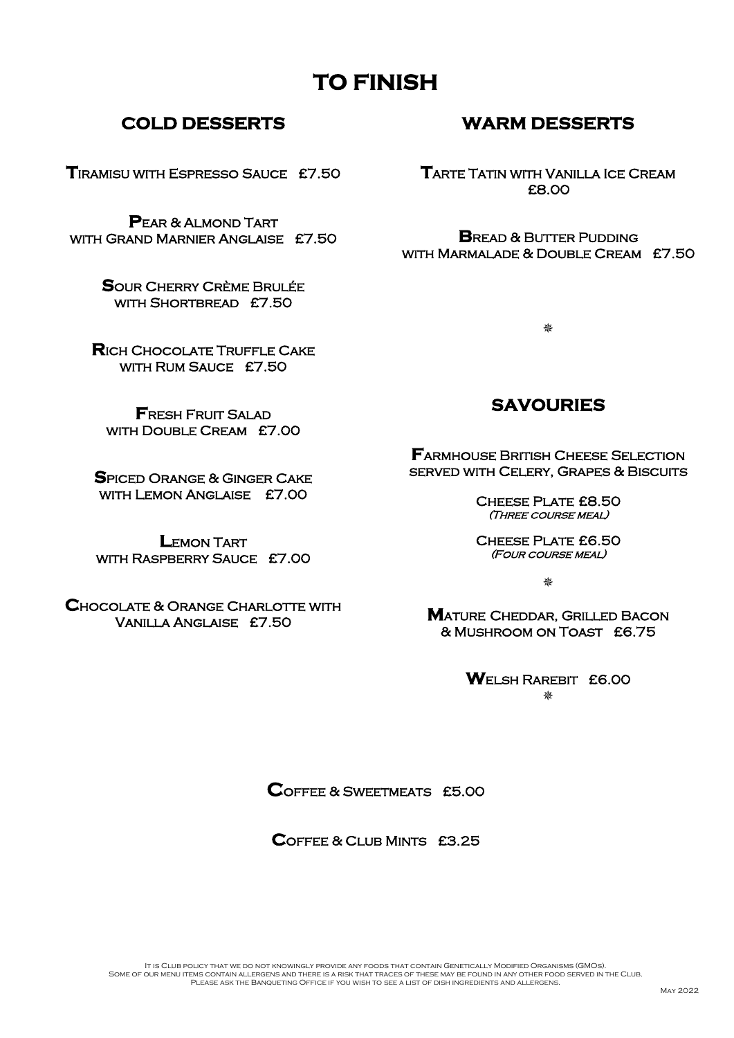# TO FINISH

## COLD DESSERTS

**T**iramisu with Espresso Sauce £7.50

**P**ear & Almond Tart with Grand Marnier Anglaise £7.50

**S**our Cherry Crème Brulée with Shortbread £7.50

**R**ich Chocolate Truffle Cake with Rum Sauce £7.50

**F**resh Fruit Salad with Double Cream £7.00

**S**piced Orange & Ginger Cake with Lemon Anglaise £7.00

**L**emon Tart with Raspberry Sauce £7.00

**C**hocolate & Orange Charlotte with Vanilla Anglaise £7.50

## WARM DESSERTS

**T**arte Tatin with Vanilla Ice Cream £8.00

**B**read & Butter Pudding with Marmalade & Double Cream £7.50

❋

## SAVOURIES

**F**armhouse British Cheese Selection served with Celery, Grapes & Biscuits

Cheese Plate £8.50
*(Three course meal)*

Cheese Plate £6.50
*(Four course meal)*

❋

**M**ature Cheddar, Grilled Bacon & Mushroom on Toast £6.75

**W**elsh Rarebit £6.00

❋

**C**offee & Sweetmeats £5.00

**C**offee & Club Mints £3.25

It is Club policy that we do not knowingly provide any foods that contain Genetically Modified Organisms (GMOs).
Some of our menu items contain allergens and there is a risk that traces of these may be found in any other food served in the Club.
Please ask the Banqueting Office if you wish to see a list of dish ingredients and allergens.

May 2022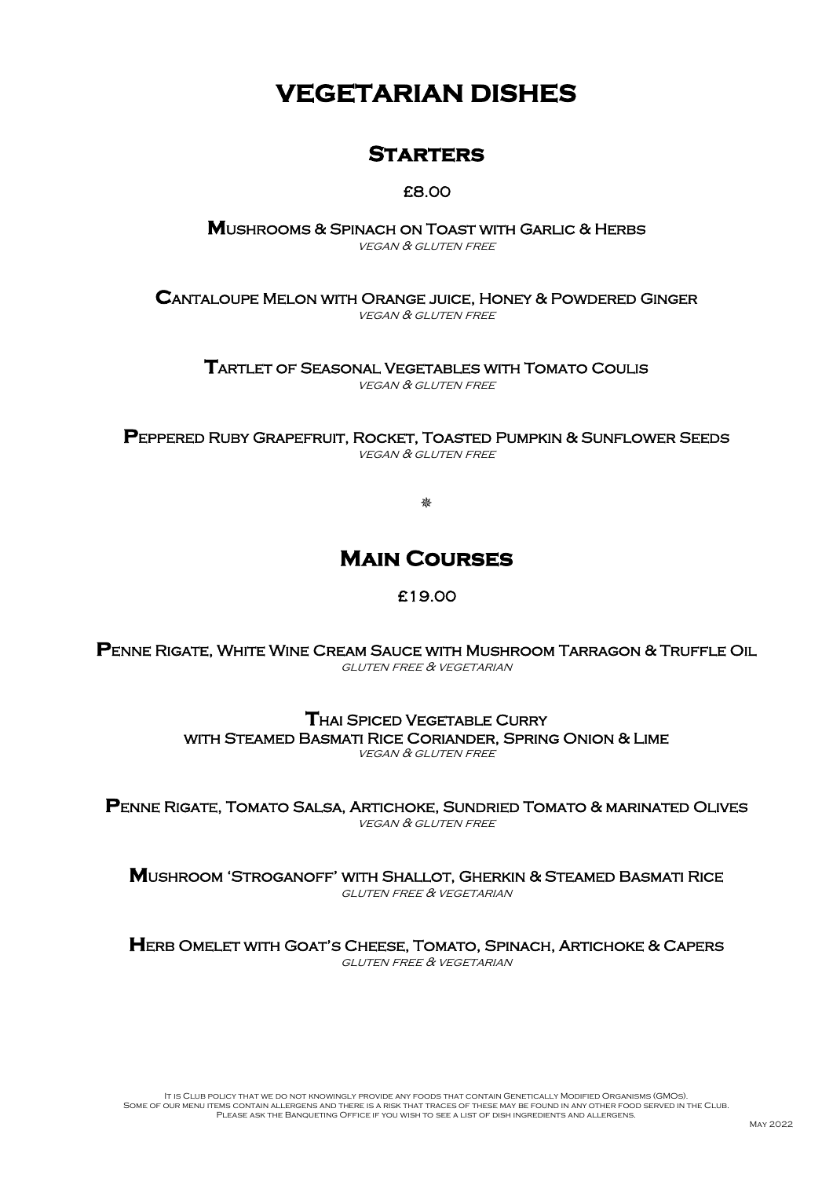# VEGETARIAN DISHES

## Starters

£8.00

**Mushrooms & Spinach on Toast with Garlic & Herbs**
*vegan & gluten free*

**Cantaloupe Melon with Orange juice, Honey & Powdered Ginger**
*vegan & gluten free*

**Tartlet of Seasonal Vegetables with Tomato Coulis**
*vegan & gluten free*

**Peppered Ruby Grapefruit, Rocket, Toasted Pumpkin & Sunflower Seeds**
*vegan & gluten free*

❊

## Main Courses

£19.00

**Penne Rigate, White Wine Cream Sauce with Mushroom Tarragon & Truffle Oil**
*gluten free & vegetarian*

**Thai Spiced Vegetable Curry**
**with Steamed Basmati Rice Coriander, Spring Onion & Lime**
*vegan & gluten free*

**Penne Rigate, Tomato Salsa, Artichoke, Sundried Tomato & marinated Olives**
*vegan & gluten free*

**Mushroom 'Stroganoff' with Shallot, Gherkin & Steamed Basmati Rice**
*gluten free & vegetarian*

**Herb Omelet with Goat's Cheese, Tomato, Spinach, Artichoke & Capers**
*gluten free & vegetarian*

It is Club policy that we do not knowingly provide any foods that contain Genetically Modified Organisms (GMOs).
Some of our menu items contain allergens and there is a risk that traces of these may be found in any other food served in the Club.
Please ask the Banqueting Office if you wish to see a list of dish ingredients and allergens.

May 2022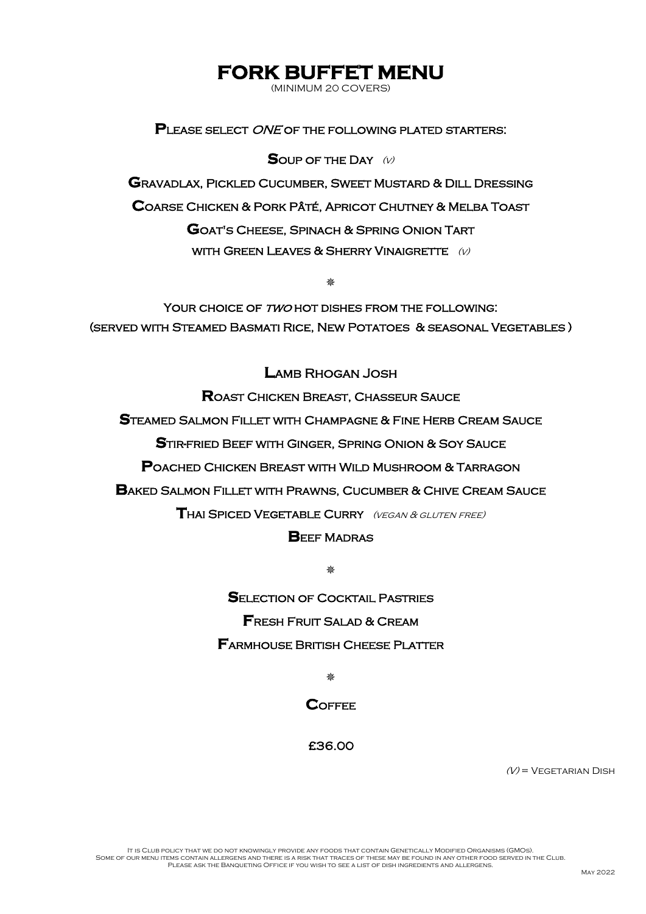# FORK BUFFET MENU

(MINIMUM 20 COVERS)

**Please select *ONE* of the following plated starters:**

Soup of the Day *(v)*

Gravadlax, Pickled Cucumber, Sweet Mustard & Dill Dressing

Coarse Chicken & Pork Pâté, Apricot Chutney & Melba Toast

Goat's Cheese, Spinach & Spring Onion Tart
with Green Leaves & Sherry Vinaigrette *(v)*

❋

**Your choice of *TWO* hot dishes from the following:**
**(served with Steamed Basmati Rice, New Potatoes & seasonal Vegetables )**

Lamb Rhogan Josh

Roast Chicken Breast, Chasseur Sauce

Steamed Salmon Fillet with Champagne & Fine Herb Cream Sauce

Stir-fried Beef with Ginger, Spring Onion & Soy Sauce

Poached Chicken Breast with Wild Mushroom & Tarragon

Baked Salmon Fillet with Prawns, Cucumber & Chive Cream Sauce

Thai Spiced Vegetable Curry *(vegan & gluten free)*

Beef Madras

❋

Selection of Cocktail Pastries

Fresh Fruit Salad & Cream

Farmhouse British Cheese Platter

❋

Coffee

**£36.00**

*(V)* = Vegetarian Dish

It is Club policy that we do not knowingly provide any foods that contain Genetically Modified Organisms (GMOs).
Some of our menu items contain allergens and there is a risk that traces of these may be found in any other food served in the Club.
Please ask the Banqueting Office if you wish to see a list of dish ingredients and allergens.

May 2022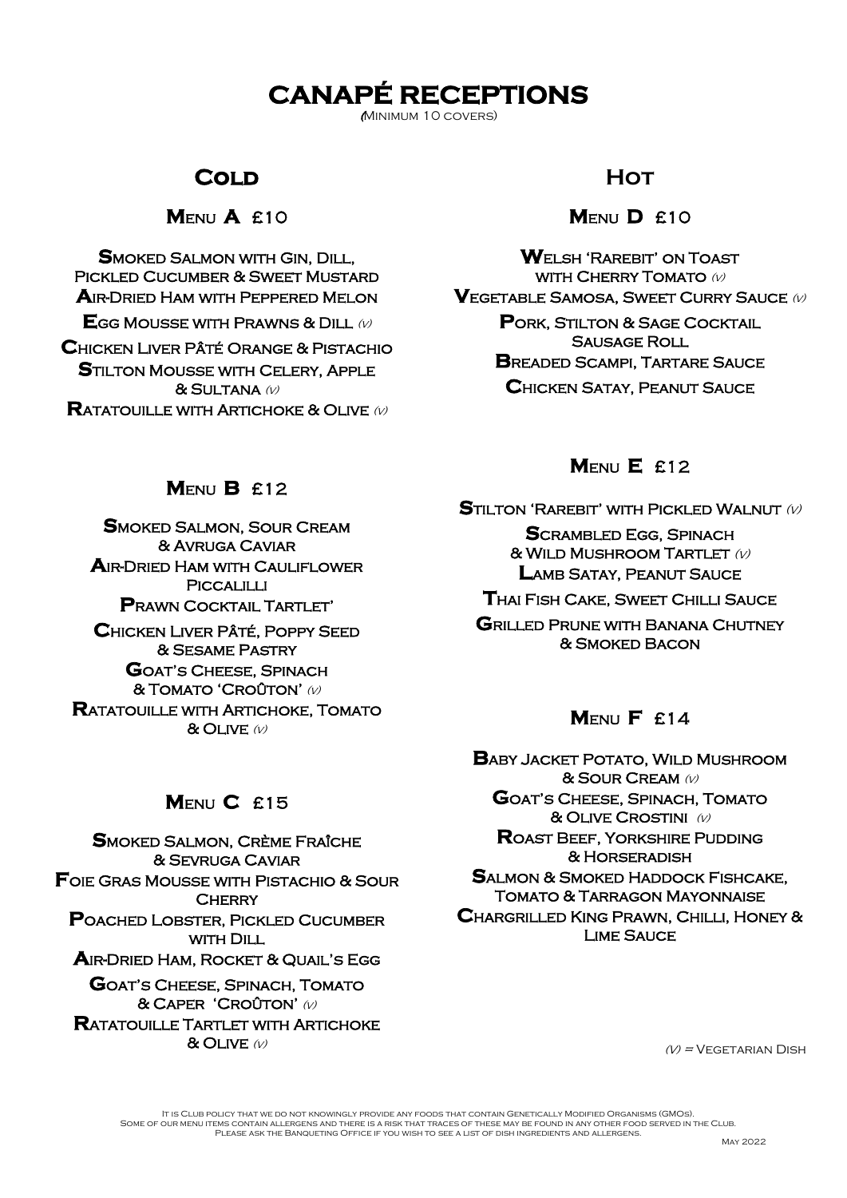# CANAPÉ RECEPTIONS

(Minimum 10 covers)

## Cold

### Menu A £10

Smoked Salmon with Gin, Dill, Pickled Cucumber & Sweet Mustard
Air-Dried Ham with Peppered Melon
Egg Mousse with Prawns & Dill *(v)*
Chicken Liver Pâté Orange & Pistachio
Stilton Mousse with Celery, Apple & Sultana *(v)*
Ratatouille with Artichoke & Olive *(v)*

### Menu B £12

Smoked Salmon, Sour Cream & Avruga Caviar
Air-Dried Ham with Cauliflower Piccalilli
Prawn Cocktail Tartlet'
Chicken Liver Pâté, Poppy Seed & Sesame Pastry
Goat's Cheese, Spinach & Tomato 'Croûton' *(v)*
Ratatouille with Artichoke, Tomato & Olive *(v)*

### Menu C £15

Smoked Salmon, Crème Fraîche & Sevruga Caviar
Foie Gras Mousse with Pistachio & Sour Cherry
Poached Lobster, Pickled Cucumber with Dill
Air-Dried Ham, Rocket & Quail's Egg
Goat's Cheese, Spinach, Tomato & Caper 'Croûton' *(v)*
Ratatouille Tartlet with Artichoke & Olive *(v)*

## Hot

### Menu D £10

Welsh 'Rarebit' on Toast with Cherry Tomato *(v)*
Vegetable Samosa, Sweet Curry Sauce *(v)*
Pork, Stilton & Sage Cocktail Sausage Roll
Breaded Scampi, Tartare Sauce
Chicken Satay, Peanut Sauce

### Menu E £12

Stilton 'Rarebit' with Pickled Walnut *(v)*
Scrambled Egg, Spinach & Wild Mushroom Tartlet *(v)*
Lamb Satay, Peanut Sauce
Thai Fish Cake, Sweet Chilli Sauce
Grilled Prune with Banana Chutney & Smoked Bacon

### Menu F £14

Baby Jacket Potato, Wild Mushroom & Sour Cream *(v)*
Goat's Cheese, Spinach, Tomato & Olive Crostini *(v)*
Roast Beef, Yorkshire Pudding & Horseradish
Salmon & Smoked Haddock Fishcake, Tomato & Tarragon Mayonnaise
Chargrilled King Prawn, Chilli, Honey & Lime Sauce

*(V) = Vegetarian Dish*

It is Club policy that we do not knowingly provide any foods that contain Genetically Modified Organisms (GMOs).
Some of our menu items contain allergens and there is a risk that traces of these may be found in any other food served in the Club.
Please ask the Banqueting Office if you wish to see a list of dish ingredients and allergens.

May 2022